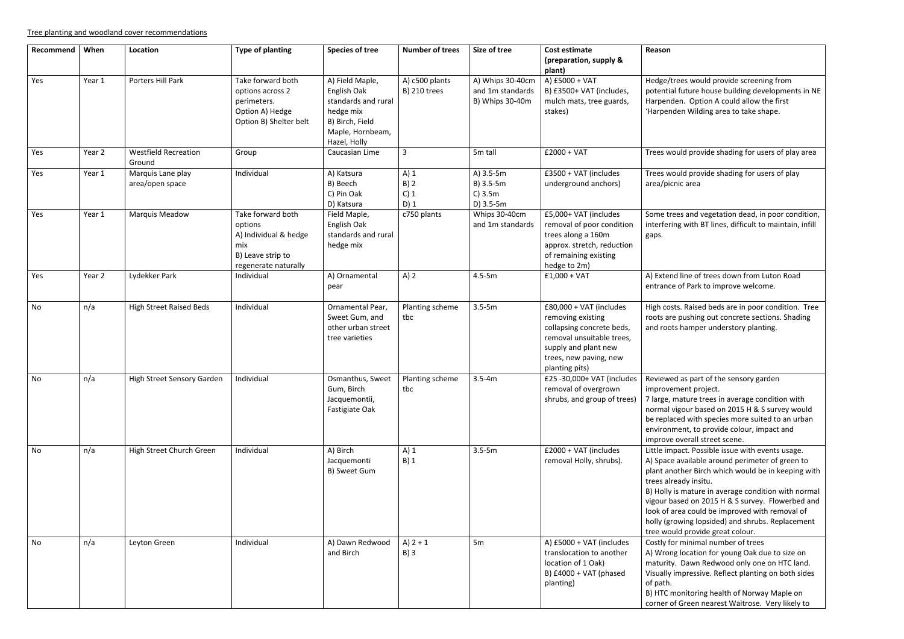Tree planting and woodland cover recommendations

| Recommend | When | Location | Type of planting | Species of tree | Number of trees | Size of tree | Cost estimate (preparation, supply & plant) | Reason |
|---|---|---|---|---|---|---|---|---|
| Yes | Year 1 | Porters Hill Park | Take forward both options across 2 perimeters. Option A) Hedge Option B) Shelter belt | A) Field Maple, English Oak standards and rural hedge mix B) Birch, Field Maple, Hornbeam, Hazel, Holly | A) c500 plants B) 210 trees | A) Whips 30-40cm and 1m standards B) Whips 30-40m | A) £5000 + VAT B) £3500+ VAT (includes, mulch mats, tree guards, stakes) | Hedge/trees would provide screening from potential future house building developments in NE Harpenden. Option A could allow the first 'Harpenden Wilding area to take shape. |
| Yes | Year 2 | Westfield Recreation Ground | Group | Caucasian Lime | 3 | 5m tall | £2000 + VAT | Trees would provide shading for users of play area |
| Yes | Year 1 | Marquis Lane play area/open space | Individual | A) Katsura B) Beech C) Pin Oak D) Katsura | A) 1 B) 2 C) 1 D) 1 | A) 3.5-5m B) 3.5-5m C) 3.5m D) 3.5-5m | £3500 + VAT (includes underground anchors) | Trees would provide shading for users of play area/picnic area |
| Yes | Year 1 | Marquis Meadow | Take forward both options A) Individual & hedge mix B) Leave strip to regenerate naturally | Field Maple, English Oak standards and rural hedge mix | c750 plants | Whips 30-40cm and 1m standards | £5,000+ VAT (includes removal of poor condition trees along a 160m approx. stretch, reduction of remaining existing hedge to 2m) | Some trees and vegetation dead, in poor condition, interfering with BT lines, difficult to maintain, infill gaps. |
| Yes | Year 2 | Lydekker Park | Individual | A) Ornamental pear | A) 2 | 4.5-5m | £1,000 + VAT | A) Extend line of trees down from Luton Road entrance of Park to improve welcome. |
| No | n/a | High Street Raised Beds | Individual | Ornamental Pear, Sweet Gum, and other urban street tree varieties | Planting scheme tbc | 3.5-5m | £80,000 + VAT (includes removing existing collapsing concrete beds, removal unsuitable trees, supply and plant new trees, new paving, new planting pits) | High costs. Raised beds are in poor condition. Tree roots are pushing out concrete sections. Shading and roots hamper understory planting. |
| No | n/a | High Street Sensory Garden | Individual | Osmanthus, Sweet Gum, Birch Jacquemontii, Fastigiate Oak | Planting scheme tbc | 3.5-4m | £25 -30,000+ VAT (includes removal of overgrown shrubs, and group of trees) | Reviewed as part of the sensory garden improvement project. 7 large, mature trees in average condition with normal vigour based on 2015 H & S survey would be replaced with species more suited to an urban environment, to provide colour, impact and improve overall street scene. |
| No | n/a | High Street Church Green | Individual | A) Birch Jacquemonti B) Sweet Gum | A) 1 B) 1 | 3.5-5m | £2000 + VAT (includes removal Holly, shrubs). | Little impact. Possible issue with events usage. A) Space available around perimeter of green to plant another Birch which would be in keeping with trees already insitu. B) Holly is mature in average condition with normal vigour based on 2015 H & S survey. Flowerbed and look of area could be improved with removal of holly (growing lopsided) and shrubs. Replacement tree would provide great colour. |
| No | n/a | Leyton Green | Individual | A) Dawn Redwood and Birch | A) 2 + 1 B) 3 | 5m | A) £5000 + VAT (includes translocation to another location of 1 Oak) B) £4000 + VAT (phased planting) | Costly for minimal number of trees A) Wrong location for young Oak due to size on maturity. Dawn Redwood only one on HTC land. Visually impressive. Reflect planting on both sides of path. B) HTC monitoring health of Norway Maple on corner of Green nearest Waitrose. Very likely to |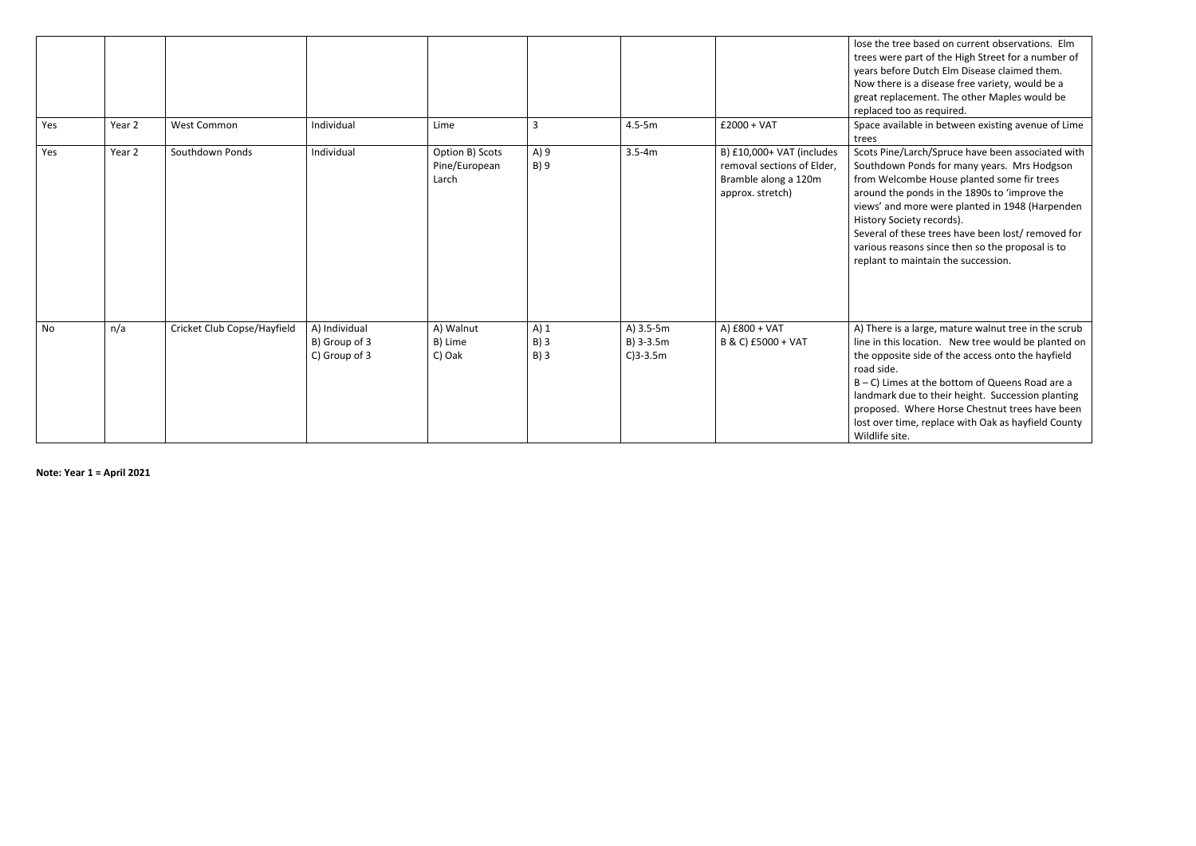| | | | | | | | | |
|---|---|---|---|---|---|---|---|---|
| | | | | | | | | lose the tree based on current observations. Elm trees were part of the High Street for a number of years before Dutch Elm Disease claimed them. Now there is a disease free variety, would be a great replacement. The other Maples would be replaced too as required. |
| Yes | Year 2 | West Common | Individual | Lime | 3 | 4.5-5m | £2000 + VAT | Space available in between existing avenue of Lime trees |
| Yes | Year 2 | Southdown Ponds | Individual | Option B) Scots Pine/European Larch | A) 9<br>B) 9 | 3.5-4m | B) £10,000+ VAT (includes removal sections of Elder, Bramble along a 120m approx. stretch) | Scots Pine/Larch/Spruce have been associated with Southdown Ponds for many years. Mrs Hodgson from Welcombe House planted some fir trees around the ponds in the 1890s to 'improve the views' and more were planted in 1948 (Harpenden History Society records).<br>Several of these trees have been lost/ removed for various reasons since then so the proposal is to replant to maintain the succession. |
| No | n/a | Cricket Club Copse/Hayfield | A) Individual<br>B) Group of 3<br>C) Group of 3 | A) Walnut<br>B) Lime<br>C) Oak | A) 1<br>B) 3<br>B) 3 | A) 3.5-5m<br>B) 3-3.5m<br>C)3-3.5m | A) £800 + VAT<br>B & C) £5000 + VAT | A) There is a large, mature walnut tree in the scrub line in this location. New tree would be planted on the opposite side of the access onto the hayfield road side.<br>B – C) Limes at the bottom of Queens Road are a landmark due to their height. Succession planting proposed. Where Horse Chestnut trees have been lost over time, replace with Oak as hayfield County Wildlife site. |

**Note: Year 1 = April 2021**